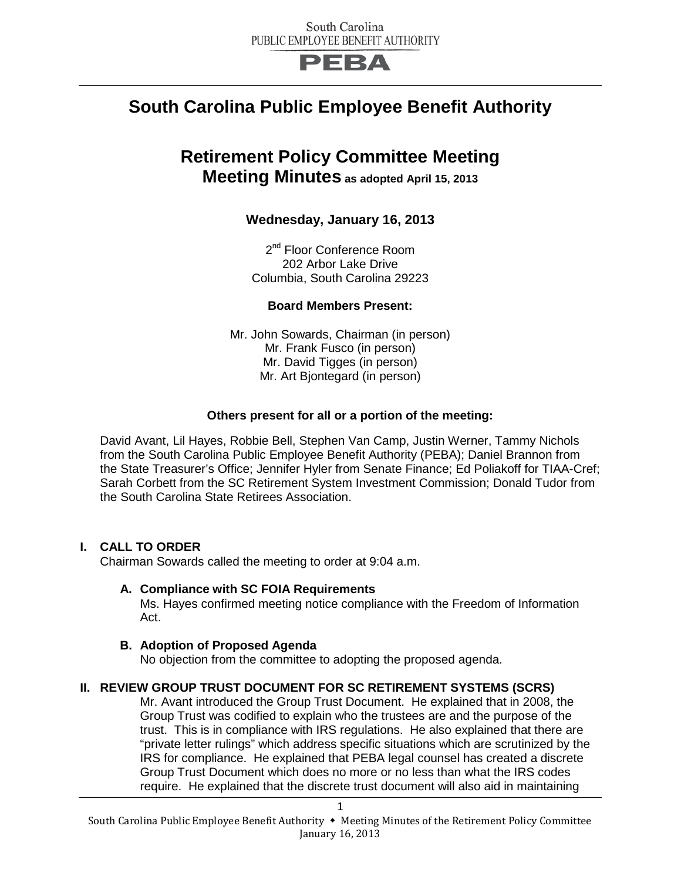South Carolina
PUBLIC EMPLOYEE BENEFIT AUTHORITY

**PEBA**

# South Carolina Public Employee Benefit Authority

## Retirement Policy Committee Meeting
## Meeting Minutes as adopted April 15, 2013

### Wednesday, January 16, 2013

2nd Floor Conference Room
202 Arbor Lake Drive
Columbia, South Carolina 29223

**Board Members Present:**

Mr. John Sowards, Chairman (in person)
Mr. Frank Fusco (in person)
Mr. David Tigges (in person)
Mr. Art Bjontegard (in person)

**Others present for all or a portion of the meeting:**

David Avant, Lil Hayes, Robbie Bell, Stephen Van Camp, Justin Werner, Tammy Nichols from the South Carolina Public Employee Benefit Authority (PEBA); Daniel Brannon from the State Treasurer's Office; Jennifer Hyler from Senate Finance; Ed Poliakoff for TIAA-Cref; Sarah Corbett from the SC Retirement System Investment Commission; Donald Tudor from the South Carolina State Retirees Association.

## I. CALL TO ORDER

Chairman Sowards called the meeting to order at 9:04 a.m.

### A. Compliance with SC FOIA Requirements

Ms. Hayes confirmed meeting notice compliance with the Freedom of Information Act.

### B. Adoption of Proposed Agenda

No objection from the committee to adopting the proposed agenda.

## II. REVIEW GROUP TRUST DOCUMENT FOR SC RETIREMENT SYSTEMS (SCRS)

Mr. Avant introduced the Group Trust Document. He explained that in 2008, the Group Trust was codified to explain who the trustees are and the purpose of the trust. This is in compliance with IRS regulations. He also explained that there are "private letter rulings" which address specific situations which are scrutinized by the IRS for compliance. He explained that PEBA legal counsel has created a discrete Group Trust Document which does no more or no less than what the IRS codes require. He explained that the discrete trust document will also aid in maintaining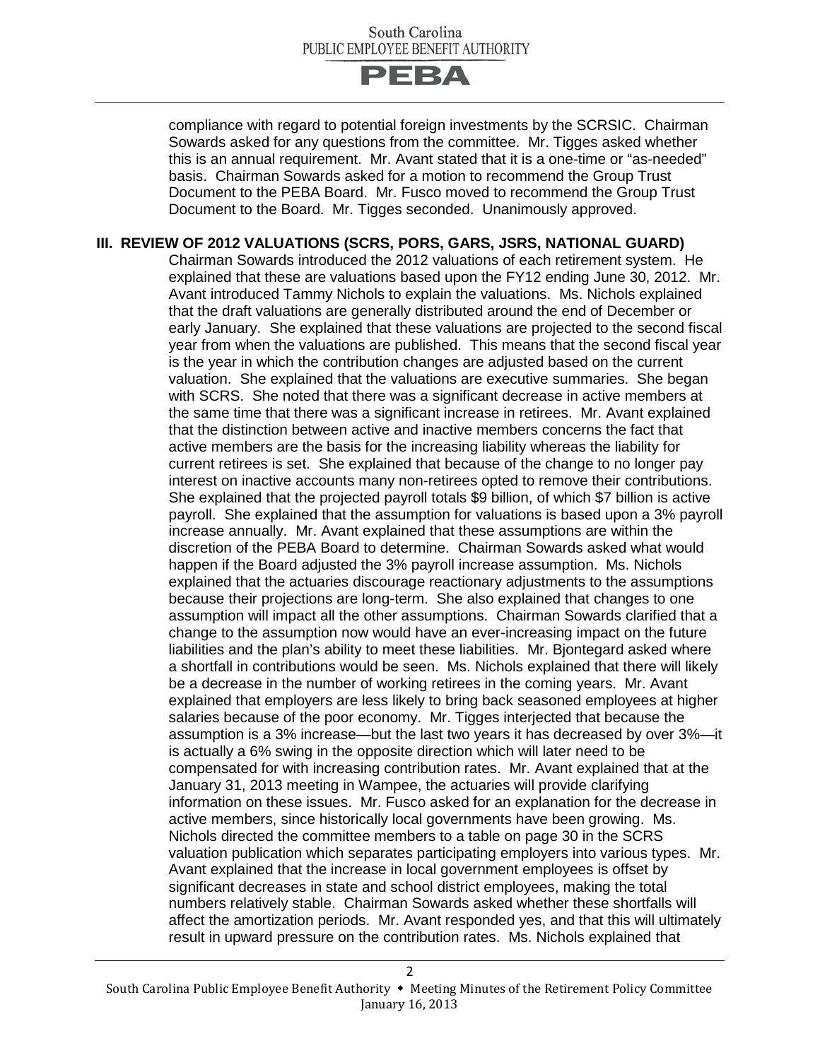compliance with regard to potential foreign investments by the SCRSIC. Chairman Sowards asked for any questions from the committee. Mr. Tigges asked whether this is an annual requirement. Mr. Avant stated that it is a one-time or "as-needed" basis. Chairman Sowards asked for a motion to recommend the Group Trust Document to the PEBA Board. Mr. Fusco moved to recommend the Group Trust Document to the Board. Mr. Tigges seconded. Unanimously approved.

## III. REVIEW OF 2012 VALUATIONS (SCRS, PORS, GARS, JSRS, NATIONAL GUARD)

Chairman Sowards introduced the 2012 valuations of each retirement system. He explained that these are valuations based upon the FY12 ending June 30, 2012. Mr. Avant introduced Tammy Nichols to explain the valuations. Ms. Nichols explained that the draft valuations are generally distributed around the end of December or early January. She explained that these valuations are projected to the second fiscal year from when the valuations are published. This means that the second fiscal year is the year in which the contribution changes are adjusted based on the current valuation. She explained that the valuations are executive summaries. She began with SCRS. She noted that there was a significant decrease in active members at the same time that there was a significant increase in retirees. Mr. Avant explained that the distinction between active and inactive members concerns the fact that active members are the basis for the increasing liability whereas the liability for current retirees is set. She explained that because of the change to no longer pay interest on inactive accounts many non-retirees opted to remove their contributions. She explained that the projected payroll totals \$9 billion, of which \$7 billion is active payroll. She explained that the assumption for valuations is based upon a 3% payroll increase annually. Mr. Avant explained that these assumptions are within the discretion of the PEBA Board to determine. Chairman Sowards asked what would happen if the Board adjusted the 3% payroll increase assumption. Ms. Nichols explained that the actuaries discourage reactionary adjustments to the assumptions because their projections are long-term. She also explained that changes to one assumption will impact all the other assumptions. Chairman Sowards clarified that a change to the assumption now would have an ever-increasing impact on the future liabilities and the plan's ability to meet these liabilities. Mr. Bjontegard asked where a shortfall in contributions would be seen. Ms. Nichols explained that there will likely be a decrease in the number of working retirees in the coming years. Mr. Avant explained that employers are less likely to bring back seasoned employees at higher salaries because of the poor economy. Mr. Tigges interjected that because the assumption is a 3% increase—but the last two years it has decreased by over 3%—it is actually a 6% swing in the opposite direction which will later need to be compensated for with increasing contribution rates. Mr. Avant explained that at the January 31, 2013 meeting in Wampee, the actuaries will provide clarifying information on these issues. Mr. Fusco asked for an explanation for the decrease in active members, since historically local governments have been growing. Ms. Nichols directed the committee members to a table on page 30 in the SCRS valuation publication which separates participating employers into various types. Mr. Avant explained that the increase in local government employees is offset by significant decreases in state and school district employees, making the total numbers relatively stable. Chairman Sowards asked whether these shortfalls will affect the amortization periods. Mr. Avant responded yes, and that this will ultimately result in upward pressure on the contribution rates. Ms. Nichols explained that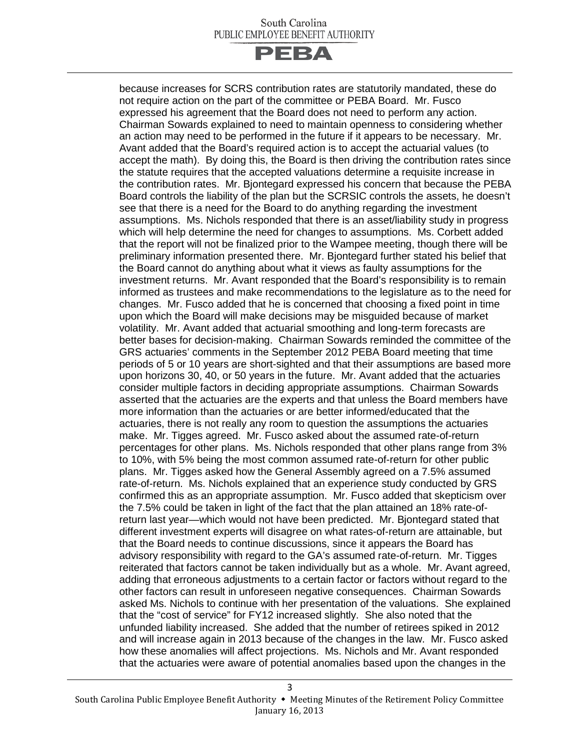because increases for SCRS contribution rates are statutorily mandated, these do not require action on the part of the committee or PEBA Board. Mr. Fusco expressed his agreement that the Board does not need to perform any action. Chairman Sowards explained to need to maintain openness to considering whether an action may need to be performed in the future if it appears to be necessary. Mr. Avant added that the Board's required action is to accept the actuarial values (to accept the math). By doing this, the Board is then driving the contribution rates since the statute requires that the accepted valuations determine a requisite increase in the contribution rates. Mr. Bjontegard expressed his concern that because the PEBA Board controls the liability of the plan but the SCRSIC controls the assets, he doesn't see that there is a need for the Board to do anything regarding the investment assumptions. Ms. Nichols responded that there is an asset/liability study in progress which will help determine the need for changes to assumptions. Ms. Corbett added that the report will not be finalized prior to the Wampee meeting, though there will be preliminary information presented there. Mr. Bjontegard further stated his belief that the Board cannot do anything about what it views as faulty assumptions for the investment returns. Mr. Avant responded that the Board's responsibility is to remain informed as trustees and make recommendations to the legislature as to the need for changes. Mr. Fusco added that he is concerned that choosing a fixed point in time upon which the Board will make decisions may be misguided because of market volatility. Mr. Avant added that actuarial smoothing and long-term forecasts are better bases for decision-making. Chairman Sowards reminded the committee of the GRS actuaries' comments in the September 2012 PEBA Board meeting that time periods of 5 or 10 years are short-sighted and that their assumptions are based more upon horizons 30, 40, or 50 years in the future. Mr. Avant added that the actuaries consider multiple factors in deciding appropriate assumptions. Chairman Sowards asserted that the actuaries are the experts and that unless the Board members have more information than the actuaries or are better informed/educated that the actuaries, there is not really any room to question the assumptions the actuaries make. Mr. Tigges agreed. Mr. Fusco asked about the assumed rate-of-return percentages for other plans. Ms. Nichols responded that other plans range from 3% to 10%, with 5% being the most common assumed rate-of-return for other public plans. Mr. Tigges asked how the General Assembly agreed on a 7.5% assumed rate-of-return. Ms. Nichols explained that an experience study conducted by GRS confirmed this as an appropriate assumption. Mr. Fusco added that skepticism over the 7.5% could be taken in light of the fact that the plan attained an 18% rate-of-return last year—which would not have been predicted. Mr. Bjontegard stated that different investment experts will disagree on what rates-of-return are attainable, but that the Board needs to continue discussions, since it appears the Board has advisory responsibility with regard to the GA's assumed rate-of-return. Mr. Tigges reiterated that factors cannot be taken individually but as a whole. Mr. Avant agreed, adding that erroneous adjustments to a certain factor or factors without regard to the other factors can result in unforeseen negative consequences. Chairman Sowards asked Ms. Nichols to continue with her presentation of the valuations. She explained that the "cost of service" for FY12 increased slightly. She also noted that the unfunded liability increased. She added that the number of retirees spiked in 2012 and will increase again in 2013 because of the changes in the law. Mr. Fusco asked how these anomalies will affect projections. Ms. Nichols and Mr. Avant responded that the actuaries were aware of potential anomalies based upon the changes in the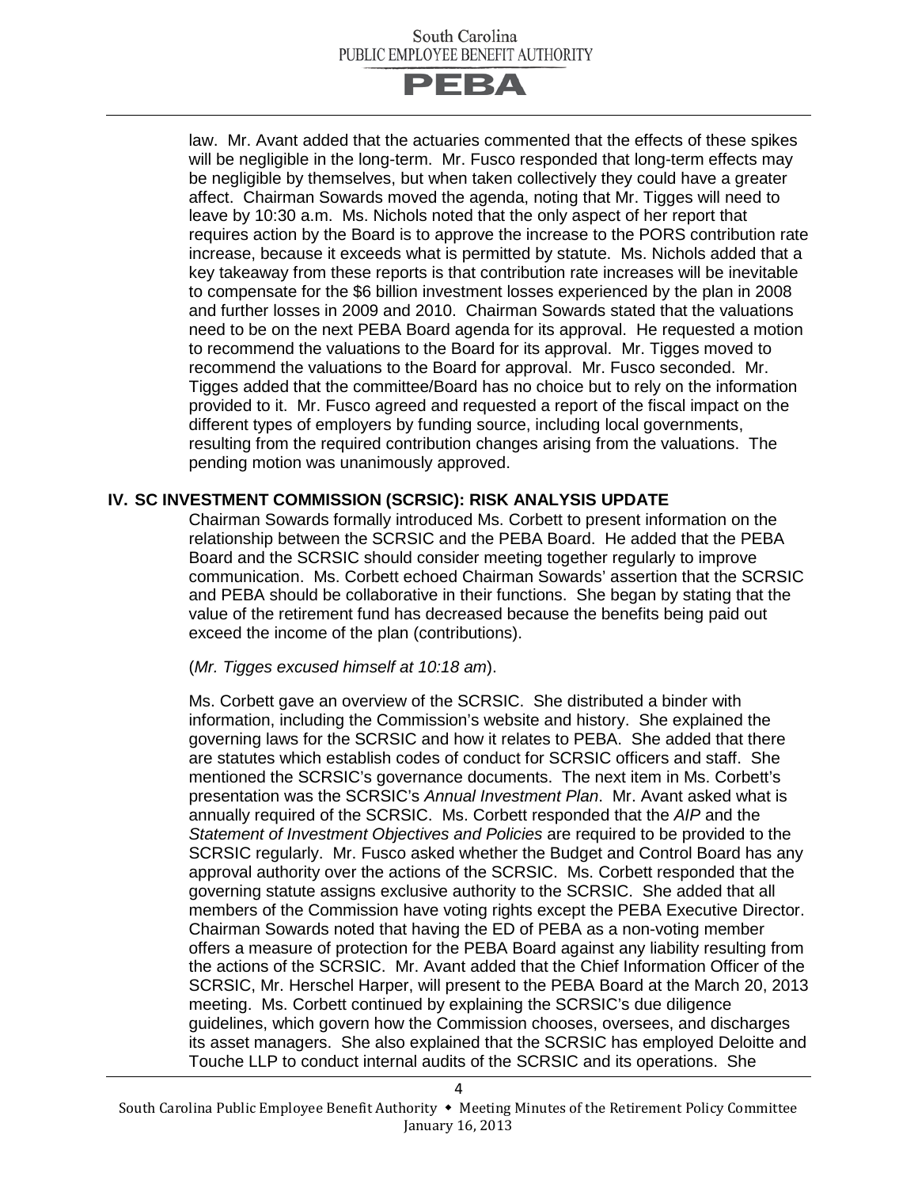law. Mr. Avant added that the actuaries commented that the effects of these spikes will be negligible in the long-term. Mr. Fusco responded that long-term effects may be negligible by themselves, but when taken collectively they could have a greater affect. Chairman Sowards moved the agenda, noting that Mr. Tigges will need to leave by 10:30 a.m. Ms. Nichols noted that the only aspect of her report that requires action by the Board is to approve the increase to the PORS contribution rate increase, because it exceeds what is permitted by statute. Ms. Nichols added that a key takeaway from these reports is that contribution rate increases will be inevitable to compensate for the $6 billion investment losses experienced by the plan in 2008 and further losses in 2009 and 2010. Chairman Sowards stated that the valuations need to be on the next PEBA Board agenda for its approval. He requested a motion to recommend the valuations to the Board for its approval. Mr. Tigges moved to recommend the valuations to the Board for approval. Mr. Fusco seconded. Mr. Tigges added that the committee/Board has no choice but to rely on the information provided to it. Mr. Fusco agreed and requested a report of the fiscal impact on the different types of employers by funding source, including local governments, resulting from the required contribution changes arising from the valuations. The pending motion was unanimously approved.

## IV. SC INVESTMENT COMMISSION (SCRSIC): RISK ANALYSIS UPDATE

Chairman Sowards formally introduced Ms. Corbett to present information on the relationship between the SCRSIC and the PEBA Board. He added that the PEBA Board and the SCRSIC should consider meeting together regularly to improve communication. Ms. Corbett echoed Chairman Sowards' assertion that the SCRSIC and PEBA should be collaborative in their functions. She began by stating that the value of the retirement fund has decreased because the benefits being paid out exceed the income of the plan (contributions).

(*Mr. Tigges excused himself at 10:18 am*).

Ms. Corbett gave an overview of the SCRSIC. She distributed a binder with information, including the Commission's website and history. She explained the governing laws for the SCRSIC and how it relates to PEBA. She added that there are statutes which establish codes of conduct for SCRSIC officers and staff. She mentioned the SCRSIC's governance documents. The next item in Ms. Corbett's presentation was the SCRSIC's *Annual Investment Plan*. Mr. Avant asked what is annually required of the SCRSIC. Ms. Corbett responded that the *AIP* and the *Statement of Investment Objectives and Policies* are required to be provided to the SCRSIC regularly. Mr. Fusco asked whether the Budget and Control Board has any approval authority over the actions of the SCRSIC. Ms. Corbett responded that the governing statute assigns exclusive authority to the SCRSIC. She added that all members of the Commission have voting rights except the PEBA Executive Director. Chairman Sowards noted that having the ED of PEBA as a non-voting member offers a measure of protection for the PEBA Board against any liability resulting from the actions of the SCRSIC. Mr. Avant added that the Chief Information Officer of the SCRSIC, Mr. Herschel Harper, will present to the PEBA Board at the March 20, 2013 meeting. Ms. Corbett continued by explaining the SCRSIC's due diligence guidelines, which govern how the Commission chooses, oversees, and discharges its asset managers. She also explained that the SCRSIC has employed Deloitte and Touche LLP to conduct internal audits of the SCRSIC and its operations. She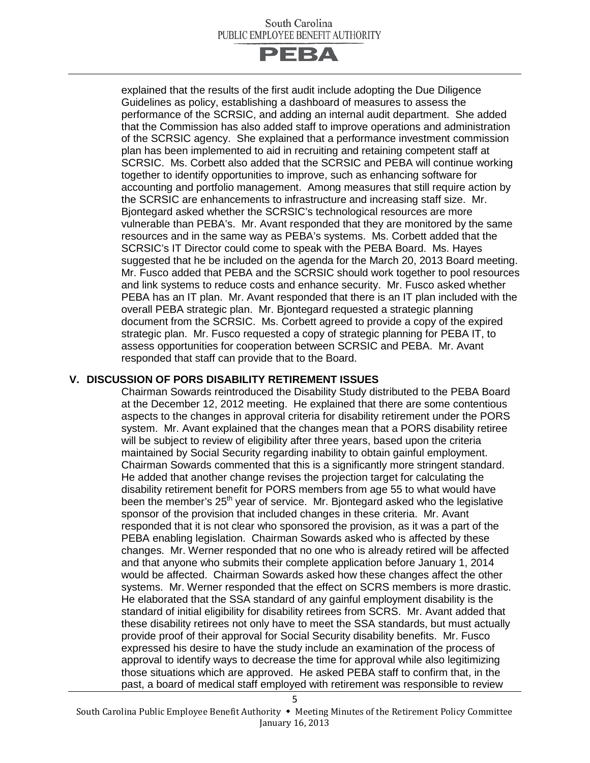explained that the results of the first audit include adopting the Due Diligence Guidelines as policy, establishing a dashboard of measures to assess the performance of the SCRSIC, and adding an internal audit department. She added that the Commission has also added staff to improve operations and administration of the SCRSIC agency. She explained that a performance investment commission plan has been implemented to aid in recruiting and retaining competent staff at SCRSIC. Ms. Corbett also added that the SCRSIC and PEBA will continue working together to identify opportunities to improve, such as enhancing software for accounting and portfolio management. Among measures that still require action by the SCRSIC are enhancements to infrastructure and increasing staff size. Mr. Bjontegard asked whether the SCRSIC's technological resources are more vulnerable than PEBA's. Mr. Avant responded that they are monitored by the same resources and in the same way as PEBA's systems. Ms. Corbett added that the SCRSIC's IT Director could come to speak with the PEBA Board. Ms. Hayes suggested that he be included on the agenda for the March 20, 2013 Board meeting. Mr. Fusco added that PEBA and the SCRSIC should work together to pool resources and link systems to reduce costs and enhance security. Mr. Fusco asked whether PEBA has an IT plan. Mr. Avant responded that there is an IT plan included with the overall PEBA strategic plan. Mr. Bjontegard requested a strategic planning document from the SCRSIC. Ms. Corbett agreed to provide a copy of the expired strategic plan. Mr. Fusco requested a copy of strategic planning for PEBA IT, to assess opportunities for cooperation between SCRSIC and PEBA. Mr. Avant responded that staff can provide that to the Board.

## V. DISCUSSION OF PORS DISABILITY RETIREMENT ISSUES

Chairman Sowards reintroduced the Disability Study distributed to the PEBA Board at the December 12, 2012 meeting. He explained that there are some contentious aspects to the changes in approval criteria for disability retirement under the PORS system. Mr. Avant explained that the changes mean that a PORS disability retiree will be subject to review of eligibility after three years, based upon the criteria maintained by Social Security regarding inability to obtain gainful employment. Chairman Sowards commented that this is a significantly more stringent standard. He added that another change revises the projection target for calculating the disability retirement benefit for PORS members from age 55 to what would have been the member's 25th year of service. Mr. Bjontegard asked who the legislative sponsor of the provision that included changes in these criteria. Mr. Avant responded that it is not clear who sponsored the provision, as it was a part of the PEBA enabling legislation. Chairman Sowards asked who is affected by these changes. Mr. Werner responded that no one who is already retired will be affected and that anyone who submits their complete application before January 1, 2014 would be affected. Chairman Sowards asked how these changes affect the other systems. Mr. Werner responded that the effect on SCRS members is more drastic. He elaborated that the SSA standard of any gainful employment disability is the standard of initial eligibility for disability retirees from SCRS. Mr. Avant added that these disability retirees not only have to meet the SSA standards, but must actually provide proof of their approval for Social Security disability benefits. Mr. Fusco expressed his desire to have the study include an examination of the process of approval to identify ways to decrease the time for approval while also legitimizing those situations which are approved. He asked PEBA staff to confirm that, in the past, a board of medical staff employed with retirement was responsible to review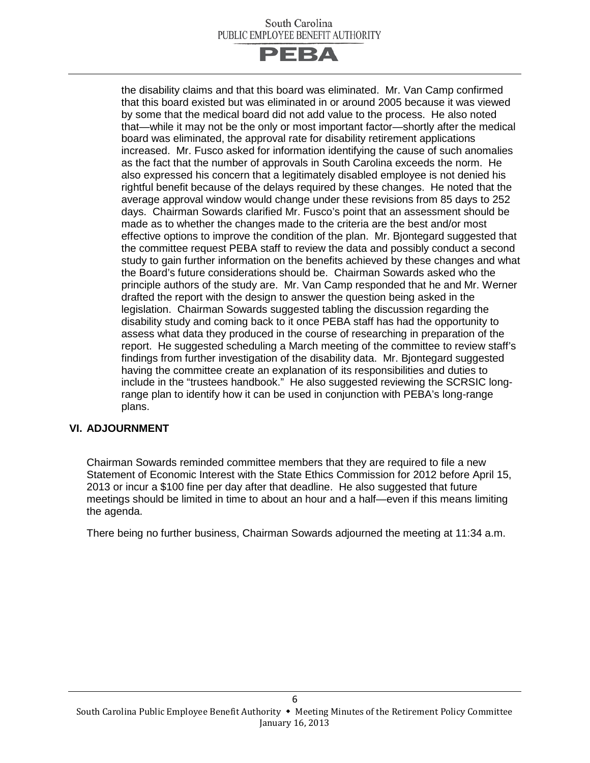the disability claims and that this board was eliminated. Mr. Van Camp confirmed that this board existed but was eliminated in or around 2005 because it was viewed by some that the medical board did not add value to the process. He also noted that—while it may not be the only or most important factor—shortly after the medical board was eliminated, the approval rate for disability retirement applications increased. Mr. Fusco asked for information identifying the cause of such anomalies as the fact that the number of approvals in South Carolina exceeds the norm. He also expressed his concern that a legitimately disabled employee is not denied his rightful benefit because of the delays required by these changes. He noted that the average approval window would change under these revisions from 85 days to 252 days. Chairman Sowards clarified Mr. Fusco's point that an assessment should be made as to whether the changes made to the criteria are the best and/or most effective options to improve the condition of the plan. Mr. Bjontegard suggested that the committee request PEBA staff to review the data and possibly conduct a second study to gain further information on the benefits achieved by these changes and what the Board's future considerations should be. Chairman Sowards asked who the principle authors of the study are. Mr. Van Camp responded that he and Mr. Werner drafted the report with the design to answer the question being asked in the legislation. Chairman Sowards suggested tabling the discussion regarding the disability study and coming back to it once PEBA staff has had the opportunity to assess what data they produced in the course of researching in preparation of the report. He suggested scheduling a March meeting of the committee to review staff's findings from further investigation of the disability data. Mr. Bjontegard suggested having the committee create an explanation of its responsibilities and duties to include in the "trustees handbook." He also suggested reviewing the SCRSIC long-range plan to identify how it can be used in conjunction with PEBA's long-range plans.

## VI. ADJOURNMENT

Chairman Sowards reminded committee members that they are required to file a new Statement of Economic Interest with the State Ethics Commission for 2012 before April 15, 2013 or incur a $100 fine per day after that deadline. He also suggested that future meetings should be limited in time to about an hour and a half—even if this means limiting the agenda.

There being no further business, Chairman Sowards adjourned the meeting at 11:34 a.m.